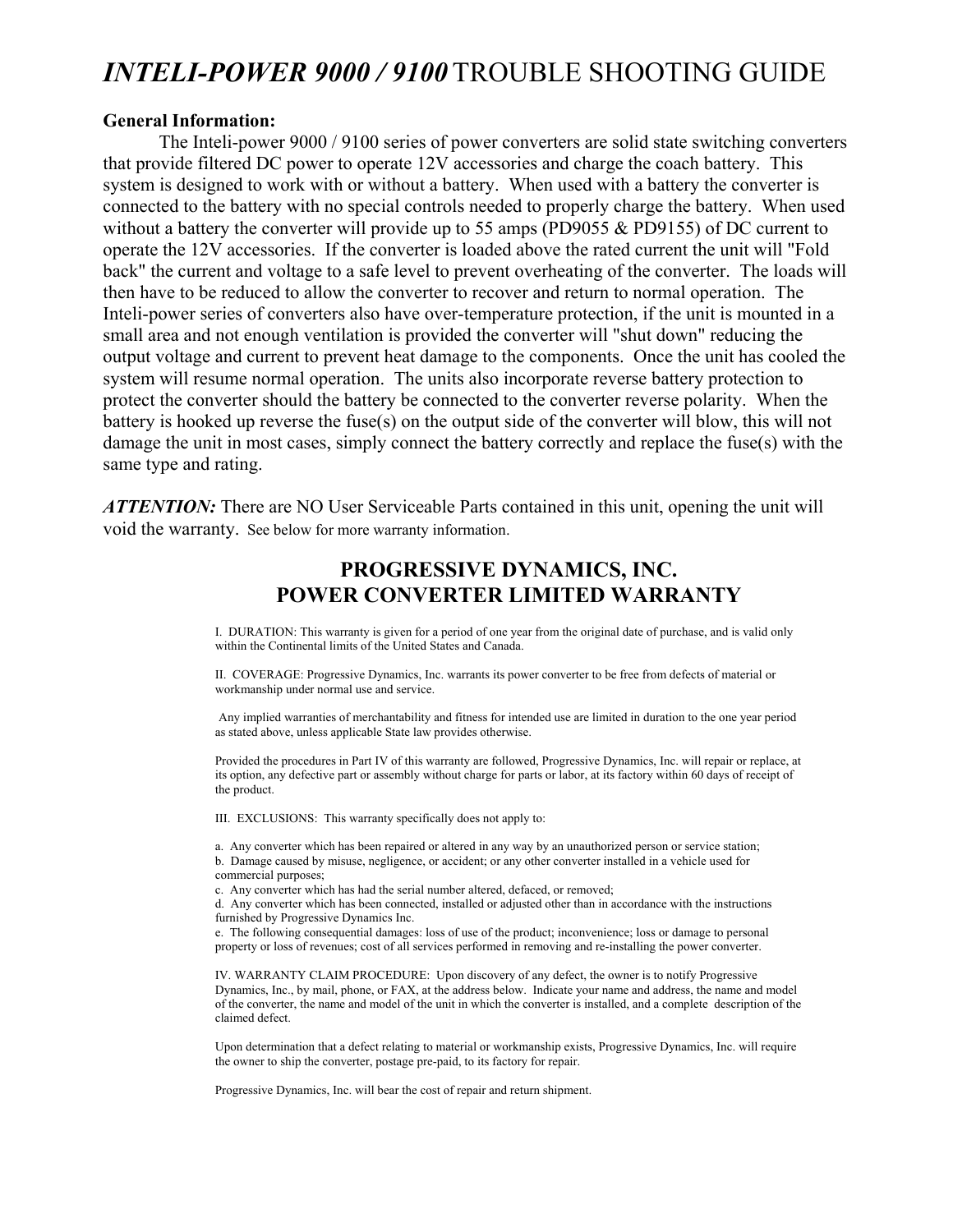# *INTELI-POWER 9000 / 9100* TROUBLE SHOOTING GUIDE

**General Information:**

The Inteli-power 9000 / 9100 series of power converters are solid state switching converters that provide filtered DC power to operate 12V accessories and charge the coach battery. This system is designed to work with or without a battery. When used with a battery the converter is connected to the battery with no special controls needed to properly charge the battery. When used without a battery the converter will provide up to 55 amps (PD9055 & PD9155) of DC current to operate the 12V accessories. If the converter is loaded above the rated current the unit will "Fold back" the current and voltage to a safe level to prevent overheating of the converter. The loads will then have to be reduced to allow the converter to recover and return to normal operation. The Inteli-power series of converters also have over-temperature protection, if the unit is mounted in a small area and not enough ventilation is provided the converter will "shut down" reducing the output voltage and current to prevent heat damage to the components. Once the unit has cooled the system will resume normal operation. The units also incorporate reverse battery protection to protect the converter should the battery be connected to the converter reverse polarity. When the battery is hooked up reverse the fuse(s) on the output side of the converter will blow, this will not damage the unit in most cases, simply connect the battery correctly and replace the fuse(s) with the same type and rating.

***ATTENTION:*** There are NO User Serviceable Parts contained in this unit, opening the unit will void the warranty. See below for more warranty information.

## PROGRESSIVE DYNAMICS, INC.
## POWER CONVERTER LIMITED WARRANTY

I. DURATION: This warranty is given for a period of one year from the original date of purchase, and is valid only within the Continental limits of the United States and Canada.

II. COVERAGE: Progressive Dynamics, Inc. warrants its power converter to be free from defects of material or workmanship under normal use and service.

Any implied warranties of merchantability and fitness for intended use are limited in duration to the one year period as stated above, unless applicable State law provides otherwise.

Provided the procedures in Part IV of this warranty are followed, Progressive Dynamics, Inc. will repair or replace, at its option, any defective part or assembly without charge for parts or labor, at its factory within 60 days of receipt of the product.

III. EXCLUSIONS: This warranty specifically does not apply to:

a. Any converter which has been repaired or altered in any way by an unauthorized person or service station;
b. Damage caused by misuse, negligence, or accident; or any other converter installed in a vehicle used for commercial purposes;
c. Any converter which has had the serial number altered, defaced, or removed;
d. Any converter which has been connected, installed or adjusted other than in accordance with the instructions furnished by Progressive Dynamics Inc.
e. The following consequential damages: loss of use of the product; inconvenience; loss or damage to personal property or loss of revenues; cost of all services performed in removing and re-installing the power converter.

IV. WARRANTY CLAIM PROCEDURE: Upon discovery of any defect, the owner is to notify Progressive Dynamics, Inc., by mail, phone, or FAX, at the address below. Indicate your name and address, the name and model of the converter, the name and model of the unit in which the converter is installed, and a complete description of the claimed defect.

Upon determination that a defect relating to material or workmanship exists, Progressive Dynamics, Inc. will require the owner to ship the converter, postage pre-paid, to its factory for repair.

Progressive Dynamics, Inc. will bear the cost of repair and return shipment.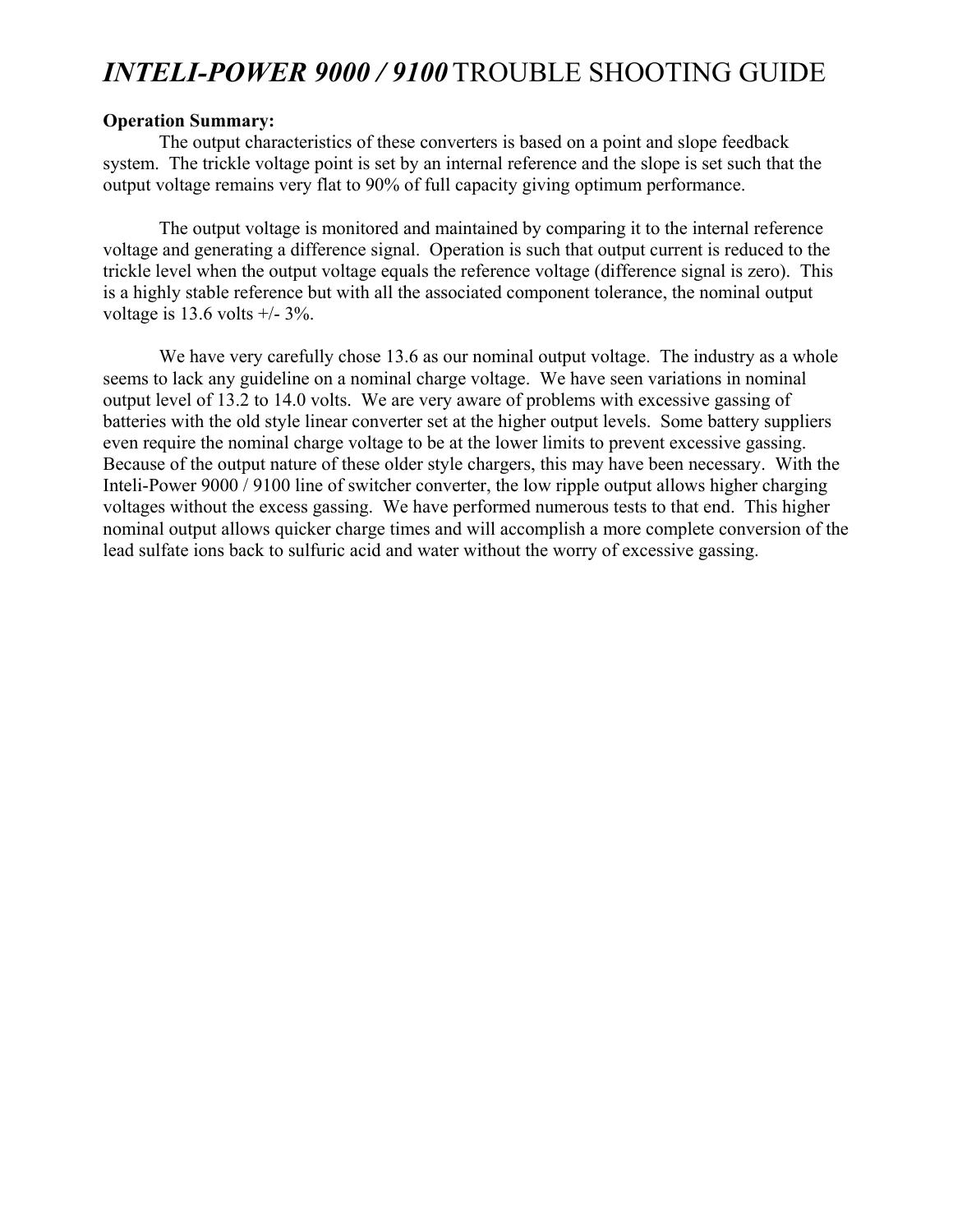# *INTELI-POWER 9000 / 9100* TROUBLE SHOOTING GUIDE

**Operation Summary:**

The output characteristics of these converters is based on a point and slope feedback system. The trickle voltage point is set by an internal reference and the slope is set such that the output voltage remains very flat to 90% of full capacity giving optimum performance.

The output voltage is monitored and maintained by comparing it to the internal reference voltage and generating a difference signal. Operation is such that output current is reduced to the trickle level when the output voltage equals the reference voltage (difference signal is zero). This is a highly stable reference but with all the associated component tolerance, the nominal output voltage is 13.6 volts +/- 3%.

We have very carefully chose 13.6 as our nominal output voltage. The industry as a whole seems to lack any guideline on a nominal charge voltage. We have seen variations in nominal output level of 13.2 to 14.0 volts. We are very aware of problems with excessive gassing of batteries with the old style linear converter set at the higher output levels. Some battery suppliers even require the nominal charge voltage to be at the lower limits to prevent excessive gassing. Because of the output nature of these older style chargers, this may have been necessary. With the Inteli-Power 9000 / 9100 line of switcher converter, the low ripple output allows higher charging voltages without the excess gassing. We have performed numerous tests to that end. This higher nominal output allows quicker charge times and will accomplish a more complete conversion of the lead sulfate ions back to sulfuric acid and water without the worry of excessive gassing.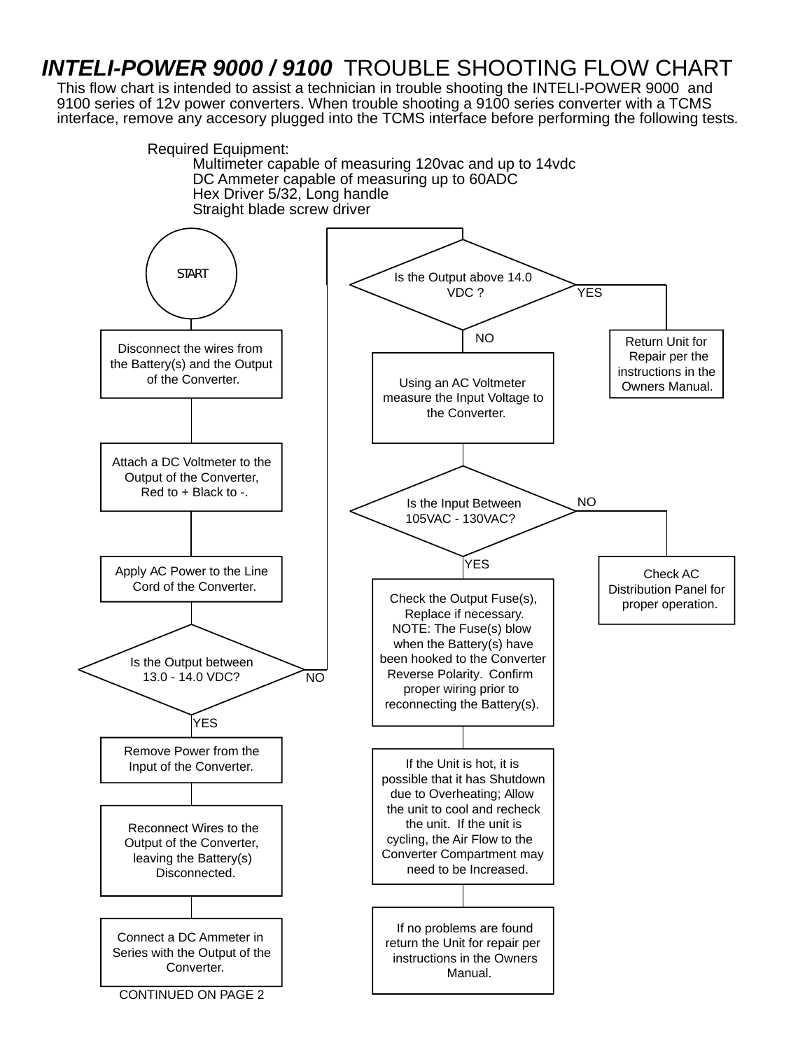# *INTELI-POWER 9000 / 9100* TROUBLE SHOOTING FLOW CHART

This flow chart is intended to assist a technician in trouble shooting the INTELI-POWER 9000 and 9100 series of 12v power converters. When trouble shooting a 9100 series converter with a TCMS interface, remove any accesory plugged into the TCMS interface before performing the following tests.

Required Equipment:

- Multimeter capable of measuring 120vac and up to 14vdc
- DC Ammeter capable of measuring up to 60ADC
- Hex Driver 5/32, Long handle
- Straight blade screw driver

START

Disconnect the wires from the Battery(s) and the Output of the Converter.

Attach a DC Voltmeter to the Output of the Converter, Red to + Black to -.

Apply AC Power to the Line Cord of the Converter.

Is the Output between 13.0 - 14.0 VDC?

- NO → Is the Output above 14.0 VDC ?
  - YES → Return Unit for Repair per the instructions in the Owners Manual.
  - NO → Using an AC Voltmeter measure the Input Voltage to the Converter.
    - Is the Input Between 105VAC - 130VAC?
      - NO → Check AC Distribution Panel for proper operation.
      - YES → Check the Output Fuse(s), Replace if necessary. NOTE: The Fuse(s) blow when the Battery(s) have been hooked to the Converter Reverse Polarity. Confirm proper wiring prior to reconnecting the Battery(s).
        - If the Unit is hot, it is possible that it has Shutdown due to Overheating; Allow the unit to cool and recheck the unit. If the unit is cycling, the Air Flow to the Converter Compartment may need to be Increased.
        - If no problems are found return the Unit for repair per instructions in the Owners Manual.
- YES → Remove Power from the Input of the Converter.
  - Reconnect Wires to the Output of the Converter, leaving the Battery(s) Disconnected.
  - Connect a DC Ammeter in Series with the Output of the Converter.

CONTINUED ON PAGE 2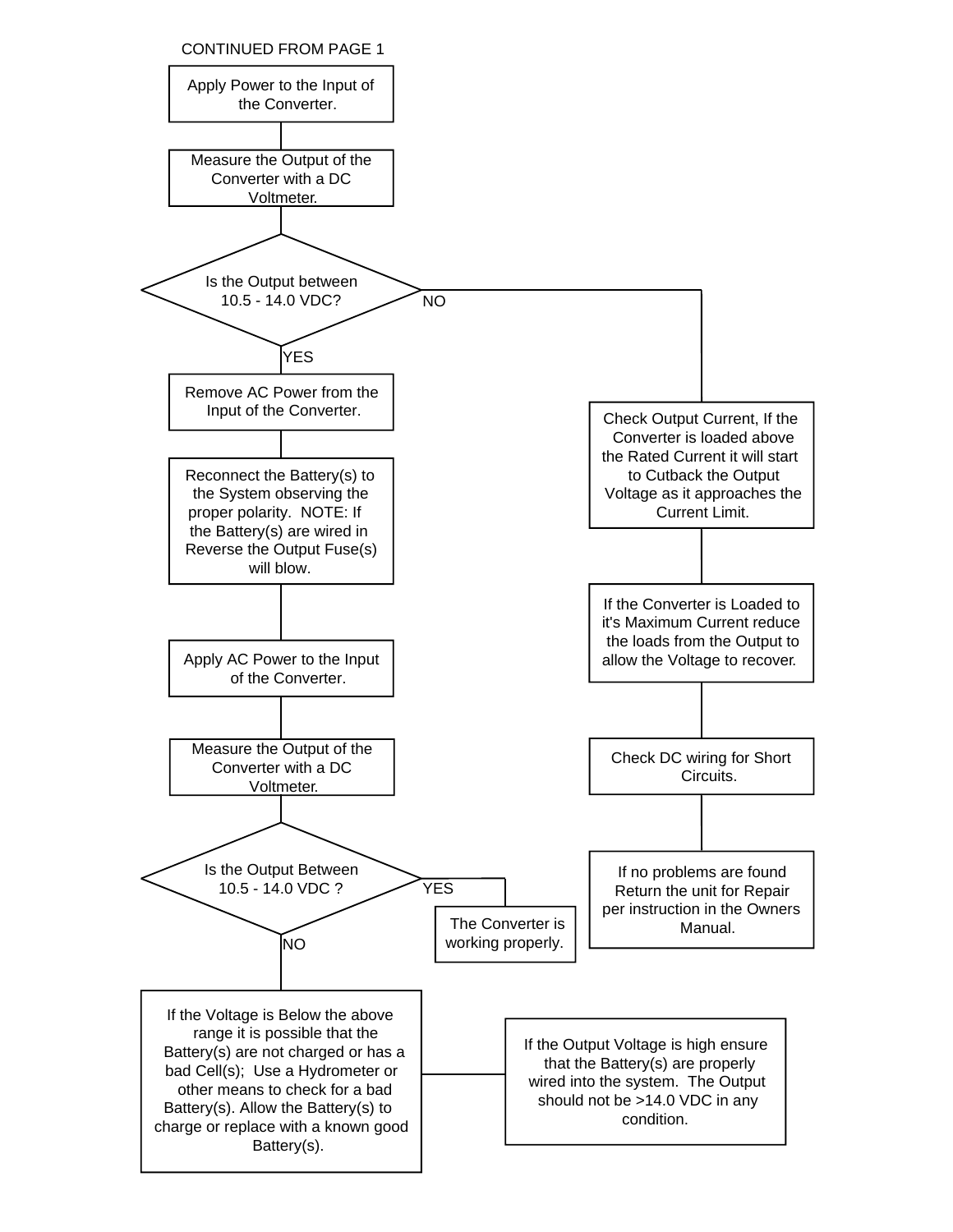CONTINUED FROM PAGE 1

Apply Power to the Input of the Converter.

Measure the Output of the Converter with a DC Voltmeter.

Is the Output between 10.5 - 14.0 VDC?

NO

Check Output Current, If the Converter is loaded above the Rated Current it will start to Cutback the Output Voltage as it approaches the Current Limit.

If the Converter is Loaded to it's Maximum Current reduce the loads from the Output to allow the Voltage to recover.

Check DC wiring for Short Circuits.

If no problems are found Return the unit for Repair per instruction in the Owners Manual.

YES

Remove AC Power from the Input of the Converter.

Reconnect the Battery(s) to the System observing the proper polarity. NOTE: If the Battery(s) are wired in Reverse the Output Fuse(s) will blow.

Apply AC Power to the Input of the Converter.

Measure the Output of the Converter with a DC Voltmeter.

Is the Output Between 10.5 - 14.0 VDC ?

YES

The Converter is working properly.

NO

If the Voltage is Below the above range it is possible that the Battery(s) are not charged or has a bad Cell(s); Use a Hydrometer or other means to check for a bad Battery(s). Allow the Battery(s) to charge or replace with a known good Battery(s).

If the Output Voltage is high ensure that the Battery(s) are properly wired into the system. The Output should not be >14.0 VDC in any condition.